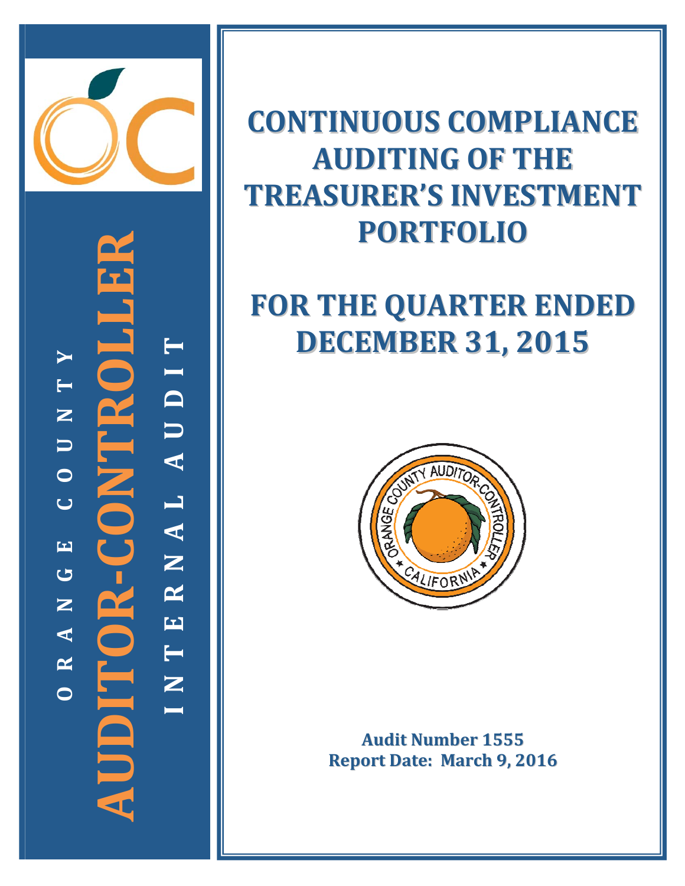ORANGE COUNTY

**AUDITOR-CONTROLLER**

INTERNAL AUDIT

# CONTINUOUS COMPLIANCE AUDITING OF THE TREASURER'S INVESTMENT PORTFOLIO

# FOR THE QUARTER ENDED DECEMBER 31, 2015

**Audit Number 1555**
**Report Date: March 9, 2016**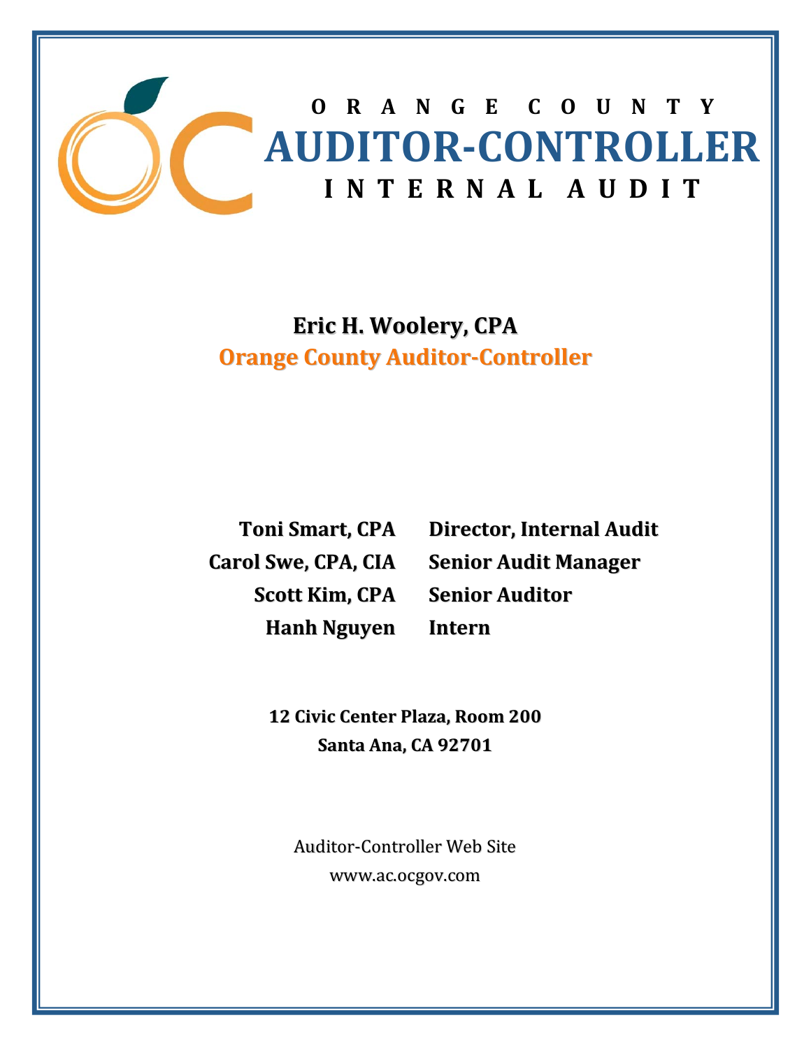# ORANGE COUNTY
# AUDITOR-CONTROLLER
# INTERNAL AUDIT

**Eric H. Woolery, CPA**
**Orange County Auditor-Controller**

| | |
|---|---|
| **Toni Smart, CPA** | **Director, Internal Audit** |
| **Carol Swe, CPA, CIA** | **Senior Audit Manager** |
| **Scott Kim, CPA** | **Senior Auditor** |
| **Hanh Nguyen** | **Intern** |

**12 Civic Center Plaza, Room 200**
**Santa Ana, CA 92701**

Auditor-Controller Web Site
www.ac.ocgov.com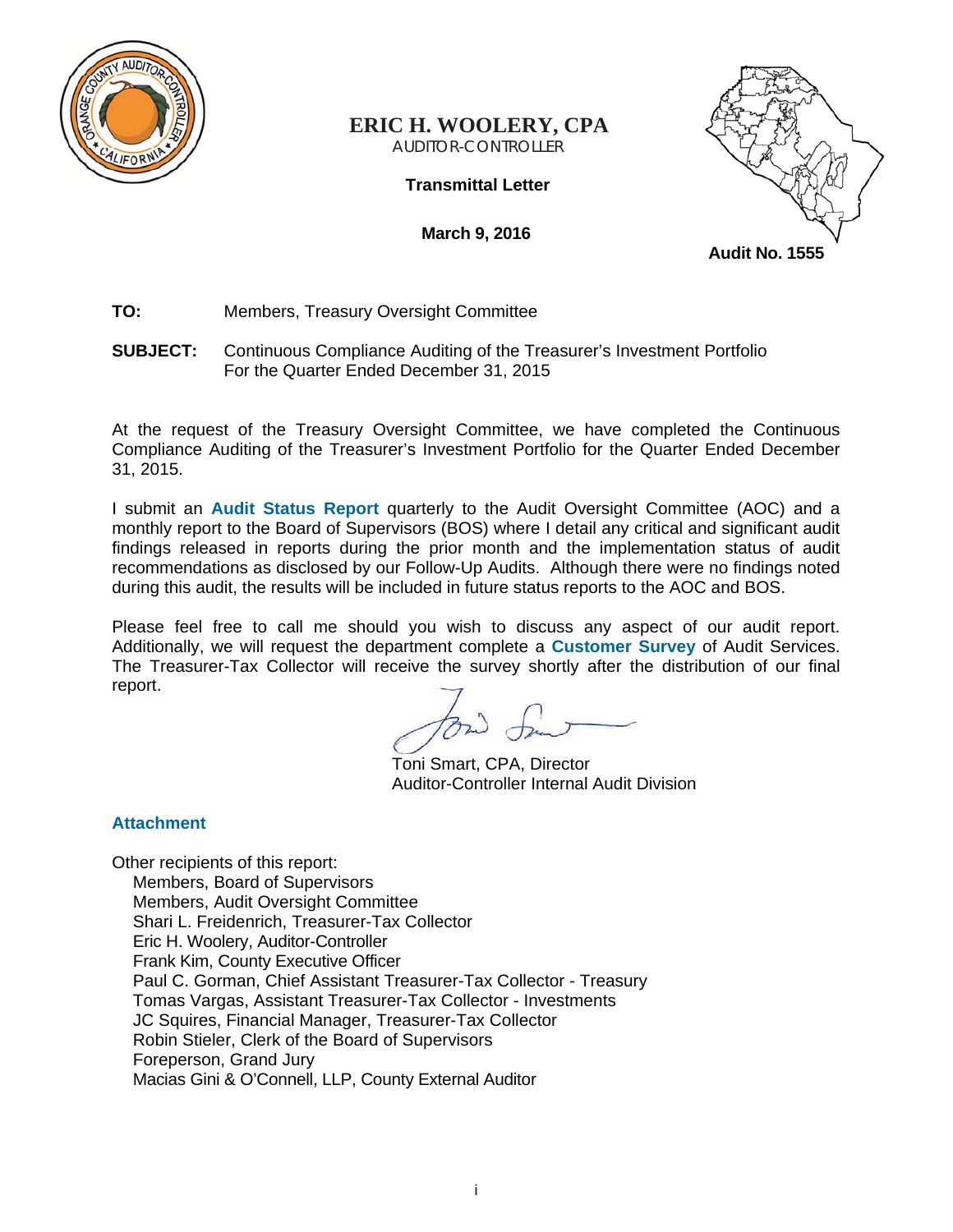**ERIC H. WOOLERY, CPA**
AUDITOR-CONTROLLER

**Transmittal Letter**

**March 9, 2016**

**Audit No. 1555**

**TO:** Members, Treasury Oversight Committee

**SUBJECT:** Continuous Compliance Auditing of the Treasurer's Investment Portfolio For the Quarter Ended December 31, 2015

At the request of the Treasury Oversight Committee, we have completed the Continuous Compliance Auditing of the Treasurer's Investment Portfolio for the Quarter Ended December 31, 2015.

I submit an **Audit Status Report** quarterly to the Audit Oversight Committee (AOC) and a monthly report to the Board of Supervisors (BOS) where I detail any critical and significant audit findings released in reports during the prior month and the implementation status of audit recommendations as disclosed by our Follow-Up Audits. Although there were no findings noted during this audit, the results will be included in future status reports to the AOC and BOS.

Please feel free to call me should you wish to discuss any aspect of our audit report. Additionally, we will request the department complete a **Customer Survey** of Audit Services. The Treasurer-Tax Collector will receive the survey shortly after the distribution of our final report.

Toni Smart, CPA, Director
Auditor-Controller Internal Audit Division

**Attachment**

Other recipients of this report:
- Members, Board of Supervisors
- Members, Audit Oversight Committee
- Shari L. Freidenrich, Treasurer-Tax Collector
- Eric H. Woolery, Auditor-Controller
- Frank Kim, County Executive Officer
- Paul C. Gorman, Chief Assistant Treasurer-Tax Collector - Treasury
- Tomas Vargas, Assistant Treasurer-Tax Collector - Investments
- JC Squires, Financial Manager, Treasurer-Tax Collector
- Robin Stieler, Clerk of the Board of Supervisors
- Foreperson, Grand Jury
- Macias Gini & O'Connell, LLP, County External Auditor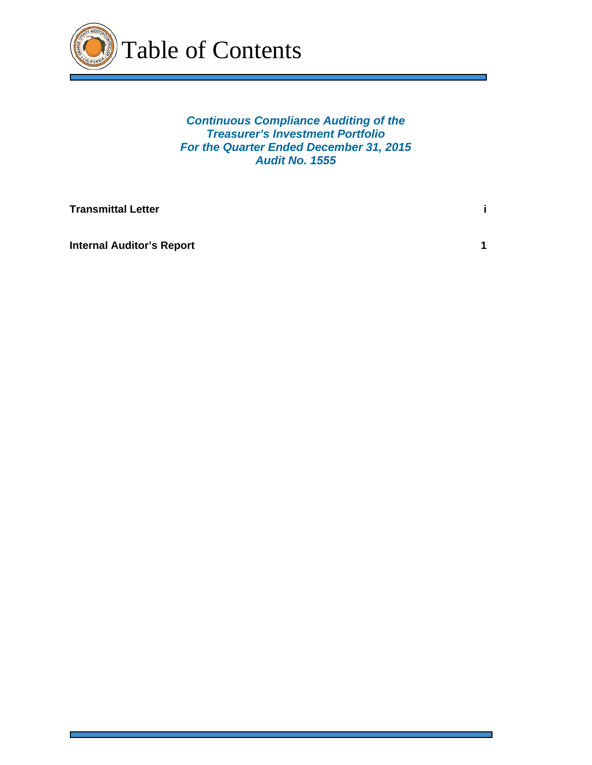# Table of Contents

***Continuous Compliance Auditing of the Treasurer's Investment Portfolio***
***For the Quarter Ended December 31, 2015***
***Audit No. 1555***

| | |
|---|---|
| **Transmittal Letter** | **i** |
| **Internal Auditor's Report** | **1** |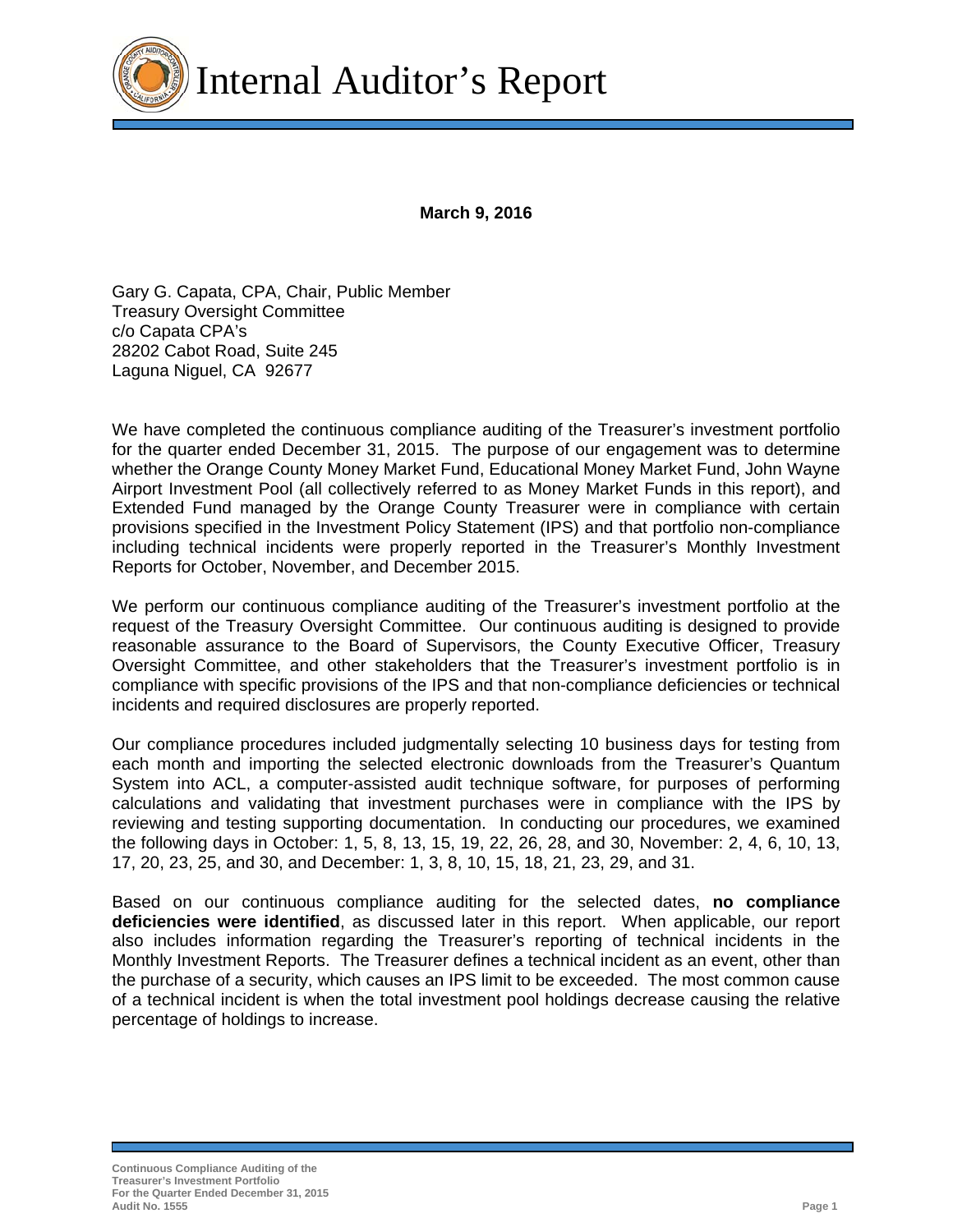# Internal Auditor's Report

**March 9, 2016**

Gary G. Capata, CPA, Chair, Public Member
Treasury Oversight Committee
c/o Capata CPA's
28202 Cabot Road, Suite 245
Laguna Niguel, CA 92677

We have completed the continuous compliance auditing of the Treasurer's investment portfolio for the quarter ended December 31, 2015. The purpose of our engagement was to determine whether the Orange County Money Market Fund, Educational Money Market Fund, John Wayne Airport Investment Pool (all collectively referred to as Money Market Funds in this report), and Extended Fund managed by the Orange County Treasurer were in compliance with certain provisions specified in the Investment Policy Statement (IPS) and that portfolio non-compliance including technical incidents were properly reported in the Treasurer's Monthly Investment Reports for October, November, and December 2015.

We perform our continuous compliance auditing of the Treasurer's investment portfolio at the request of the Treasury Oversight Committee. Our continuous auditing is designed to provide reasonable assurance to the Board of Supervisors, the County Executive Officer, Treasury Oversight Committee, and other stakeholders that the Treasurer's investment portfolio is in compliance with specific provisions of the IPS and that non-compliance deficiencies or technical incidents and required disclosures are properly reported.

Our compliance procedures included judgmentally selecting 10 business days for testing from each month and importing the selected electronic downloads from the Treasurer's Quantum System into ACL, a computer-assisted audit technique software, for purposes of performing calculations and validating that investment purchases were in compliance with the IPS by reviewing and testing supporting documentation. In conducting our procedures, we examined the following days in October: 1, 5, 8, 13, 15, 19, 22, 26, 28, and 30, November: 2, 4, 6, 10, 13, 17, 20, 23, 25, and 30, and December: 1, 3, 8, 10, 15, 18, 21, 23, 29, and 31.

Based on our continuous compliance auditing for the selected dates, **no compliance deficiencies were identified**, as discussed later in this report. When applicable, our report also includes information regarding the Treasurer's reporting of technical incidents in the Monthly Investment Reports. The Treasurer defines a technical incident as an event, other than the purchase of a security, which causes an IPS limit to be exceeded. The most common cause of a technical incident is when the total investment pool holdings decrease causing the relative percentage of holdings to increase.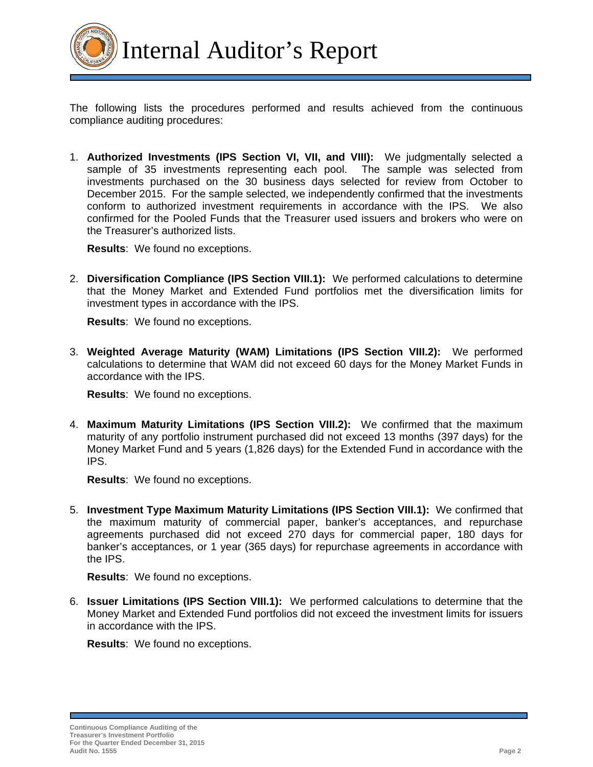# Internal Auditor's Report

The following lists the procedures performed and results achieved from the continuous compliance auditing procedures:

1. **Authorized Investments (IPS Section VI, VII, and VIII):** We judgmentally selected a sample of 35 investments representing each pool. The sample was selected from investments purchased on the 30 business days selected for review from October to December 2015. For the sample selected, we independently confirmed that the investments conform to authorized investment requirements in accordance with the IPS. We also confirmed for the Pooled Funds that the Treasurer used issuers and brokers who were on the Treasurer's authorized lists.

   **Results**: We found no exceptions.

2. **Diversification Compliance (IPS Section VIII.1):** We performed calculations to determine that the Money Market and Extended Fund portfolios met the diversification limits for investment types in accordance with the IPS.

   **Results**: We found no exceptions.

3. **Weighted Average Maturity (WAM) Limitations (IPS Section VIII.2):** We performed calculations to determine that WAM did not exceed 60 days for the Money Market Funds in accordance with the IPS.

   **Results**: We found no exceptions.

4. **Maximum Maturity Limitations (IPS Section VIII.2):** We confirmed that the maximum maturity of any portfolio instrument purchased did not exceed 13 months (397 days) for the Money Market Fund and 5 years (1,826 days) for the Extended Fund in accordance with the IPS.

   **Results**: We found no exceptions.

5. **Investment Type Maximum Maturity Limitations (IPS Section VIII.1):** We confirmed that the maximum maturity of commercial paper, banker's acceptances, and repurchase agreements purchased did not exceed 270 days for commercial paper, 180 days for banker's acceptances, or 1 year (365 days) for repurchase agreements in accordance with the IPS.

   **Results**: We found no exceptions.

6. **Issuer Limitations (IPS Section VIII.1):** We performed calculations to determine that the Money Market and Extended Fund portfolios did not exceed the investment limits for issuers in accordance with the IPS.

   **Results**: We found no exceptions.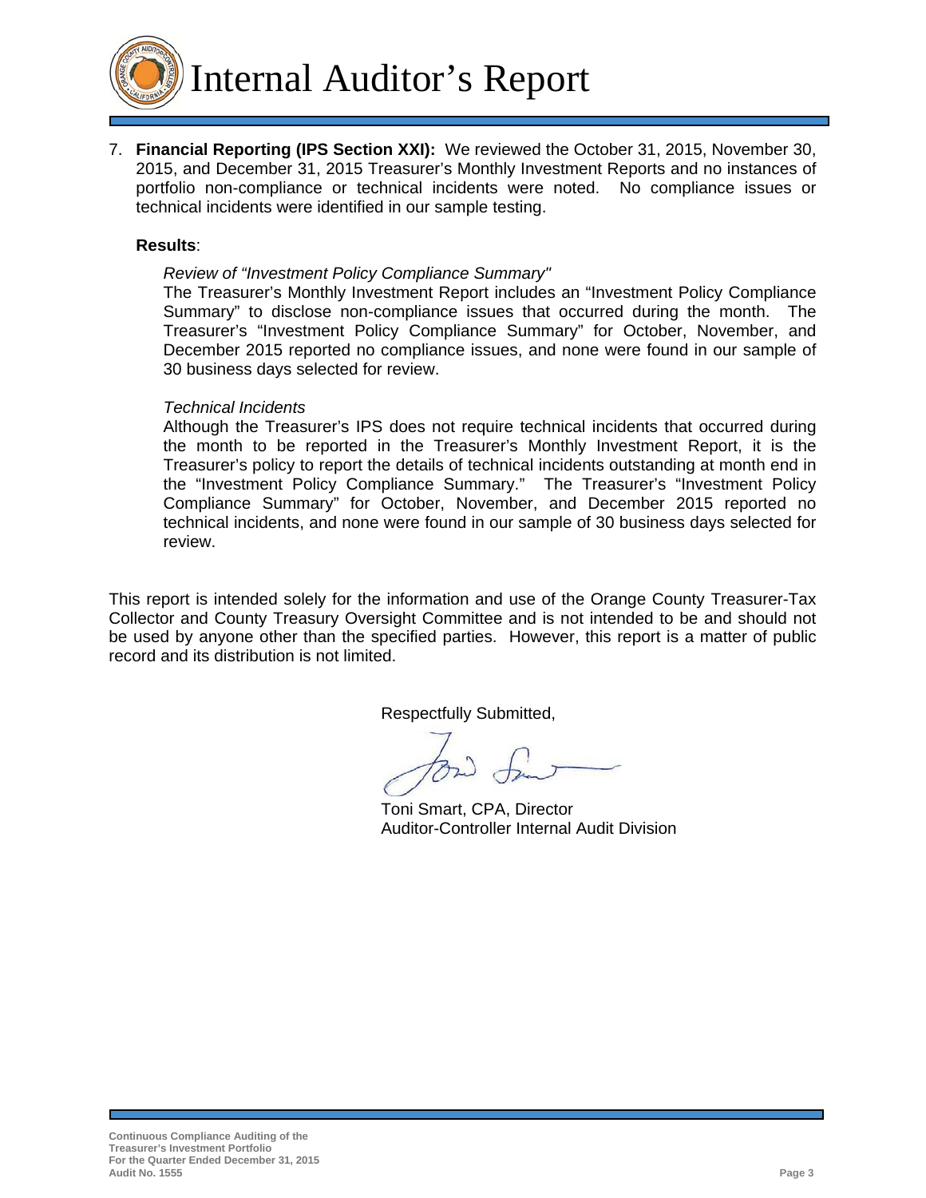# Internal Auditor's Report

7. **Financial Reporting (IPS Section XXI):** We reviewed the October 31, 2015, November 30, 2015, and December 31, 2015 Treasurer's Monthly Investment Reports and no instances of portfolio non-compliance or technical incidents were noted. No compliance issues or technical incidents were identified in our sample testing.

   **Results**:

   *Review of "Investment Policy Compliance Summary"*
   The Treasurer's Monthly Investment Report includes an "Investment Policy Compliance Summary" to disclose non-compliance issues that occurred during the month. The Treasurer's "Investment Policy Compliance Summary" for October, November, and December 2015 reported no compliance issues, and none were found in our sample of 30 business days selected for review.

   *Technical Incidents*
   Although the Treasurer's IPS does not require technical incidents that occurred during the month to be reported in the Treasurer's Monthly Investment Report, it is the Treasurer's policy to report the details of technical incidents outstanding at month end in the "Investment Policy Compliance Summary." The Treasurer's "Investment Policy Compliance Summary" for October, November, and December 2015 reported no technical incidents, and none were found in our sample of 30 business days selected for review.

This report is intended solely for the information and use of the Orange County Treasurer-Tax Collector and County Treasury Oversight Committee and is not intended to be and should not be used by anyone other than the specified parties. However, this report is a matter of public record and its distribution is not limited.

Respectfully Submitted,

Toni Smart, CPA, Director
Auditor-Controller Internal Audit Division